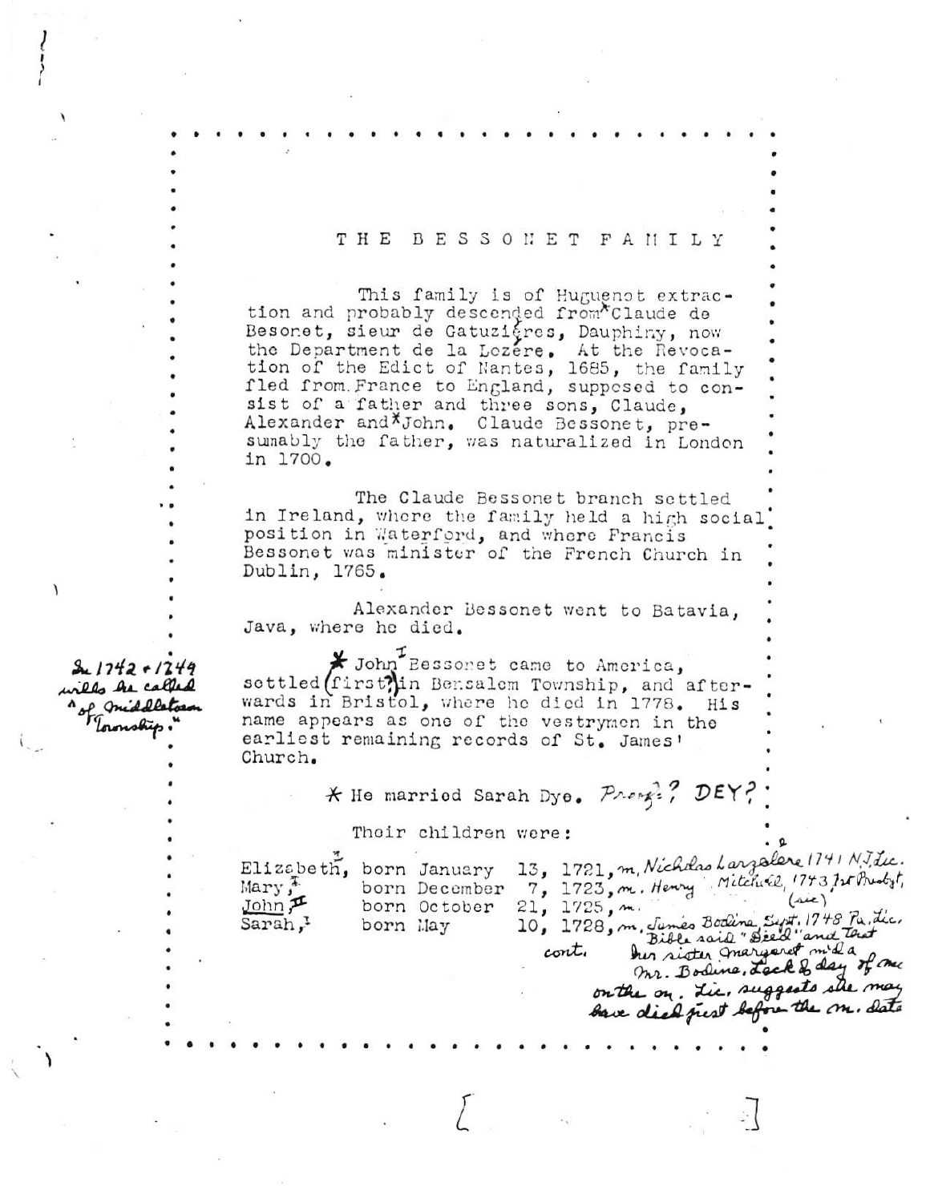# THE BESSONET FAMILY

This family is of Huguenot extraction and probably descended from *Claude de Besonet, sieur de Gatuzières, Dauphiny, now the Department de la Lozère. At the Revocation of the Edict of Nantes, 1685, the family fled from France to England, supposed to consist of a father and three sons, Claude, Alexander and *John. Claude Bessonet, presumably the father, was naturalized in London in 1700.

The Claude Bessonet branch settled in Ireland, where the family held a high social position in Waterford, and where Francis Bessonet was minister of the French Church in Dublin, 1765.

Alexander Bessonet went to Batavia, Java, where he died.

In 1742 + 1749 wills he called "of Middletown Township."

* John[I] Bessonet came to America, settled (first?) in Bensalem Township, and afterwards in Bristol, where he died in 1778. His name appears as one of the vestrymen in the earliest remaining records of St. James' Church.

* He married Sarah Dye. Prong? DEY?

Their children were:

Elizabeth,[2] born January 13, 1721, m. Nicholas Larzalere 1741 N.J. Lic.
Mary,[2] born December 7, 1723, m. Henry Mitchell, 1743 1st Presbyt, (sic)
John,[II] born October 21, 1725, m.
Sarah,[2] born May 10, 1728, m. James Bodine, Sept. 1748 Pa. Lic. Bible said "Died" and that her sister Margaret m'd a Mr. Bodine. Lack of day of mo. on the m. Lic. suggests she may have died just before the m. date

cont.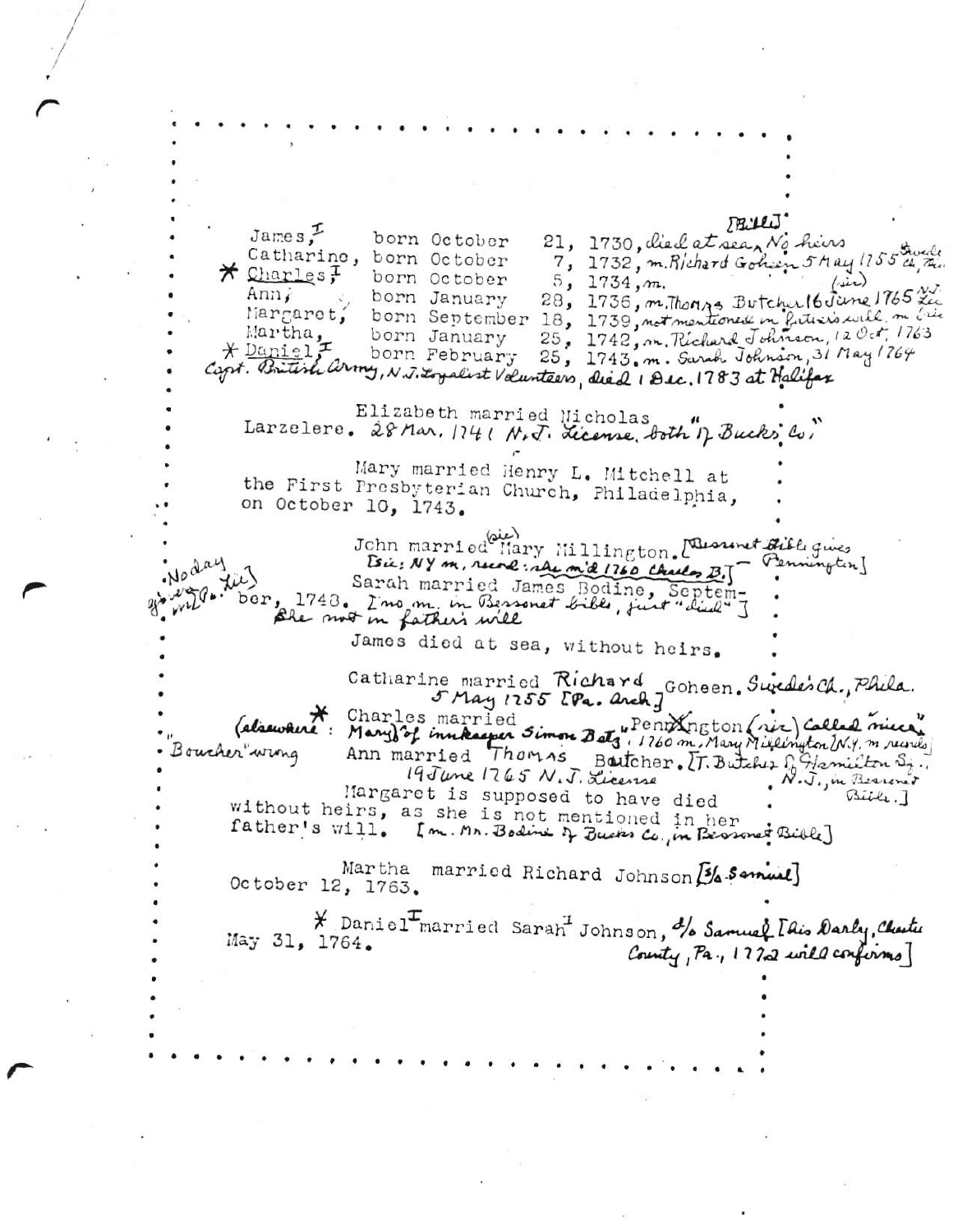| | | |
|---|---|---|
| James,[I] | born October | 21, 1730, died at sea, No heirs [Bible] |
| Catharine, | born October | 7, 1732, m. Richard Goheen 5 May 1755 Swede Ch. Phil |
| * Charles,[I] | born October | 5, 1734, m. (sic) |
| Ann, | born January | 28, 1736, m. Thomas Butcher 16 June 1765 N.J. Lic |
| Margaret, | born September | 18, 1739, not mentioned in father's will, m. Bodine |
| Martha, | born January | 25, 1742, m. Richard Johnson, 12 Oct. 1763 |
| * Daniel,[I] | born February | 25, 1743, m. Sarah Johnson, 31 May 1764 |

Capt. British Army, N.J. Loyalist Volunteers, died 1 Dec. 1783 at Halifax

Elizabeth married Nicholas Larzelere. 28 Mar. 1741 N.J. License, both "of Bucks Co."

Mary married Henry L. Mitchell at the First Presbyterian Church, Philadelphia, on October 10, 1743.

John married (sic) Mary Millington. [Bessonet Bible gives Pennington] [Sic: NY m. record: she m'd 1760 Charles B.]

Sarah married James Bodine, September, 1748. [No m. in Bessonet bible, just "died"] She not in father's will [No day given in Pa. Lic]

James died at sea, without heirs.

Catharine married Richard Goheen. Swede's Ch., Phila. 5 May 1255 [Pa. Arch]

* Charles married Mary of innkeeper Simon Betz "Pennington (sic) called "niece" 1760 m. Mary Millington [N.Y. m. records] (elsewhere: "Boucher" wrong)

Ann married Thomas Butcher. [T. Butcher of Hamilton Sq., N.J., in Bessonet Bible.] 19 June 1765 N.J. License

Margaret is supposed to have died without heirs, as she is not mentioned in her father's will. [m. Mr. Bodine of Bucks Co., in Bessonet Bible]

Martha married Richard Johnson [s/o Samuel] October 12, 1763.

* Daniel[I] married Sarah[I] Johnson, d/o Samuel [his Darby, Chester County, Pa., 1772 will confirms] May 31, 1764.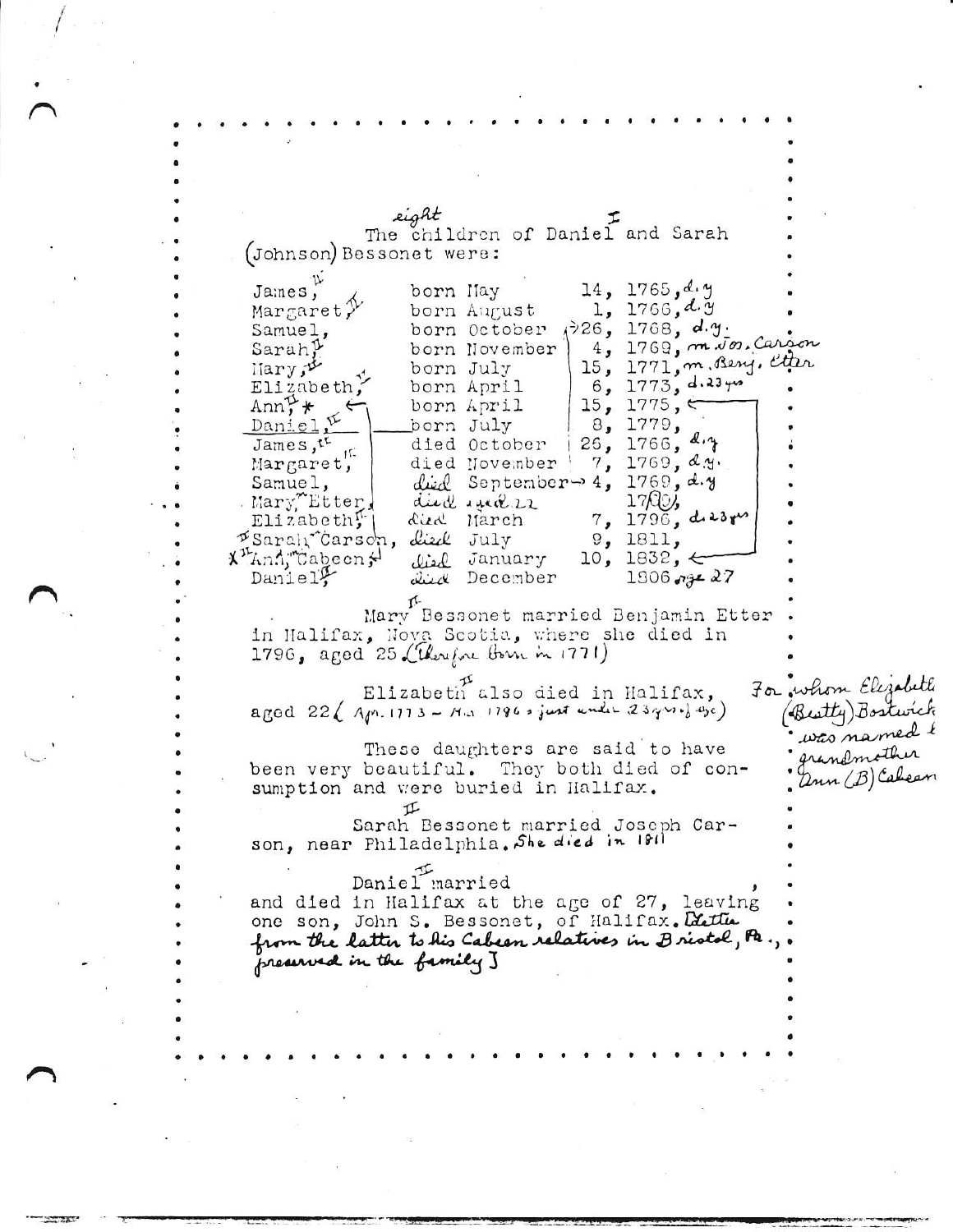The *eight* children of Daniel I and Sarah (Johnson) Bessonet were:

| | | | |
|---|---|---|---|
| James, II | born May | 14, | 1765, *d.y* |
| Margaret, II | born August | 1, | 1766, *d.y* |
| Samuel, | born October | 26, | 1768, *d.y.* |
| Sarah, II | born November | 4, | 1769, *m. Jos. Carson* |
| Mary, II | born July | 15, | 1771, *m. Benj. Etter* |
| Elizabeth, II | born April | 6, | 1773, *d. 23 yrs* |
| Ann, II * | born April | 15, | 1775, |
| Daniel, II | born July | 8, | 1779, |
| James, II | died October | 26, | 1766, *d.y* |
| Margaret, II | died November | 7, | 1769, *d.y.* |
| Samuel, | *died* September | 4, | 1769, *d.y* |
| Mary II Etter, | *died aged 22* | | 17(9)6, |
| Elizabeth, II | *died* March | 7, | 1796, *d. 23 yrs* |
| II Sarah II Carson, | *died* July | 9, | 1811, |
| X II Ann, II Cabeen, | *died* January | 10, | 1832, |
| Daniel II | *died* December | | 1806 *age 27* |

Mary II Bessonet married Benjamin Etter in Halifax, Nova Scotia, where she died in 1796, aged 25. *(Therefore born in 1771)*

Elizabeth II also died in Halifax, aged 22 *( Apr. 1773 – Mar 1796 = just under 23 yrs of age)*

*For whom Elizabeth (Betty) Bostwick was named & grandmother Ann (B) Cabeen*

These daughters are said to have been very beautiful. They both died of consumption and were buried in Halifax.

Sarah II Bessonet married Joseph Carson, near Philadelphia. *She died in 1811*

Daniel II married , and died in Halifax at the age of 27, leaving one son, John S. Bessonet, of Halifax. *[Letter from the latter to his Cabeen relatives in Bristol, Pa., preserved in the family]*